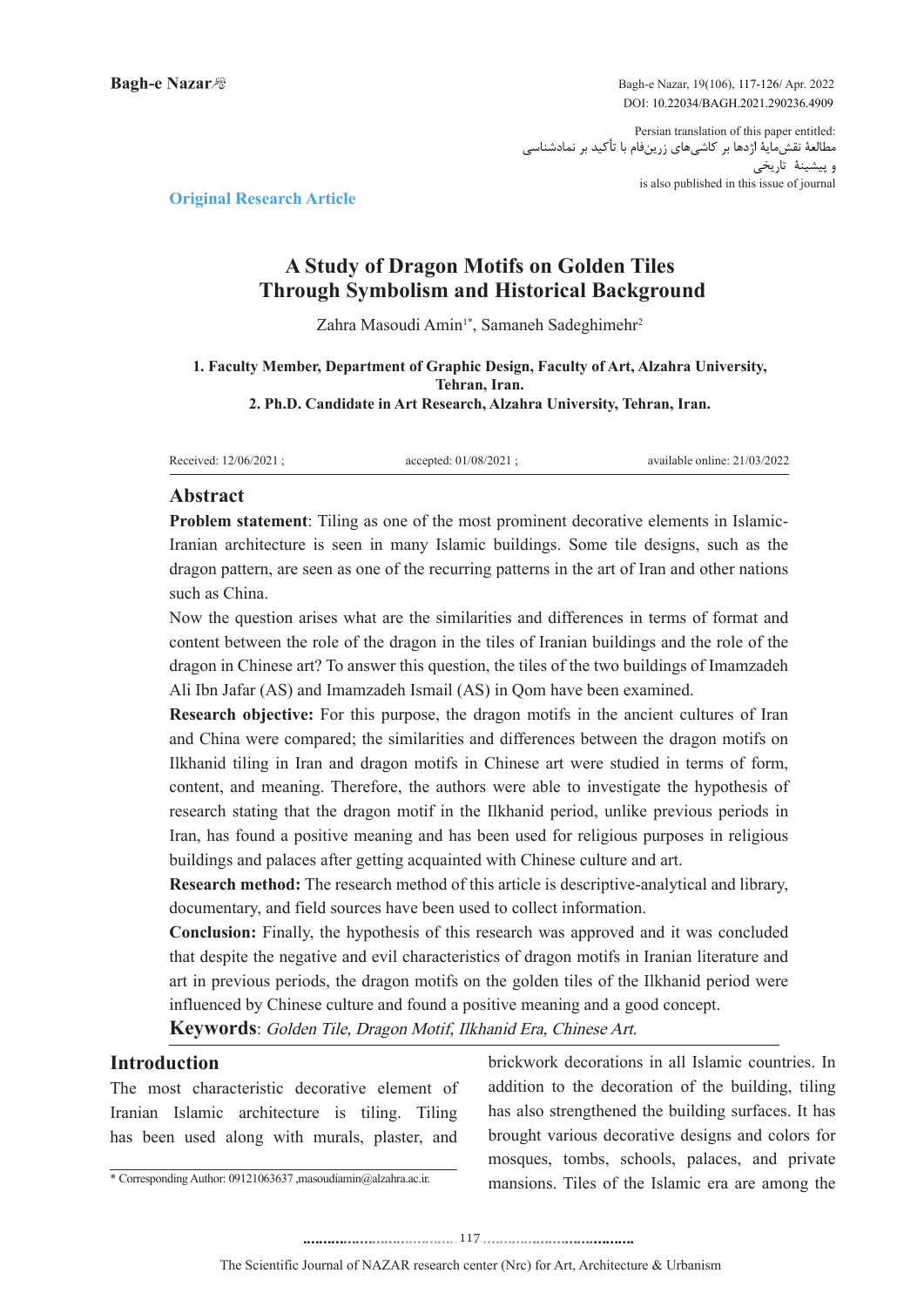Persian translation of this paper entitled:
مطالعۀ نقش‌مایۀ اژدها بر کاشی‌های زرین‌فام با تأکید بر نمادشناسی و پیشینۀ تاریخی
is also published in this issue of journal

**Original Research Article**

# A Study of Dragon Motifs on Golden Tiles Through Symbolism and Historical Background

Zahra Masoudi Amin[1*], Samaneh Sadeghimehr[2]

**1. Faculty Member, Department of Graphic Design, Faculty of Art, Alzahra University, Tehran, Iran.**
**2. Ph.D. Candidate in Art Research, Alzahra University, Tehran, Iran.**

Received: 12/06/2021 ; accepted: 01/08/2021 ; available online: 21/03/2022

## Abstract

**Problem statement**: Tiling as one of the most prominent decorative elements in Islamic-Iranian architecture is seen in many Islamic buildings. Some tile designs, such as the dragon pattern, are seen as one of the recurring patterns in the art of Iran and other nations such as China.

Now the question arises what are the similarities and differences in terms of format and content between the role of the dragon in the tiles of Iranian buildings and the role of the dragon in Chinese art? To answer this question, the tiles of the two buildings of Imamzadeh Ali Ibn Jafar (AS) and Imamzadeh Ismail (AS) in Qom have been examined.

**Research objective:** For this purpose, the dragon motifs in the ancient cultures of Iran and China were compared; the similarities and differences between the dragon motifs on Ilkhanid tiling in Iran and dragon motifs in Chinese art were studied in terms of form, content, and meaning. Therefore, the authors were able to investigate the hypothesis of research stating that the dragon motif in the Ilkhanid period, unlike previous periods in Iran, has found a positive meaning and has been used for religious purposes in religious buildings and palaces after getting acquainted with Chinese culture and art.

**Research method:** The research method of this article is descriptive-analytical and library, documentary, and field sources have been used to collect information.

**Conclusion:** Finally, the hypothesis of this research was approved and it was concluded that despite the negative and evil characteristics of dragon motifs in Iranian literature and art in previous periods, the dragon motifs on the golden tiles of the Ilkhanid period were influenced by Chinese culture and found a positive meaning and a good concept.

**Keywords**: *Golden Tile, Dragon Motif, Ilkhanid Era, Chinese Art.*

## Introduction

The most characteristic decorative element of Iranian Islamic architecture is tiling. Tiling has been used along with murals, plaster, and brickwork decorations in all Islamic countries. In addition to the decoration of the building, tiling has also strengthened the building surfaces. It has brought various decorative designs and colors for mosques, tombs, schools, palaces, and private mansions. Tiles of the Islamic era are among the

\* Corresponding Author: 09121063637 ,masoudiamin@alzahra.ac.ir.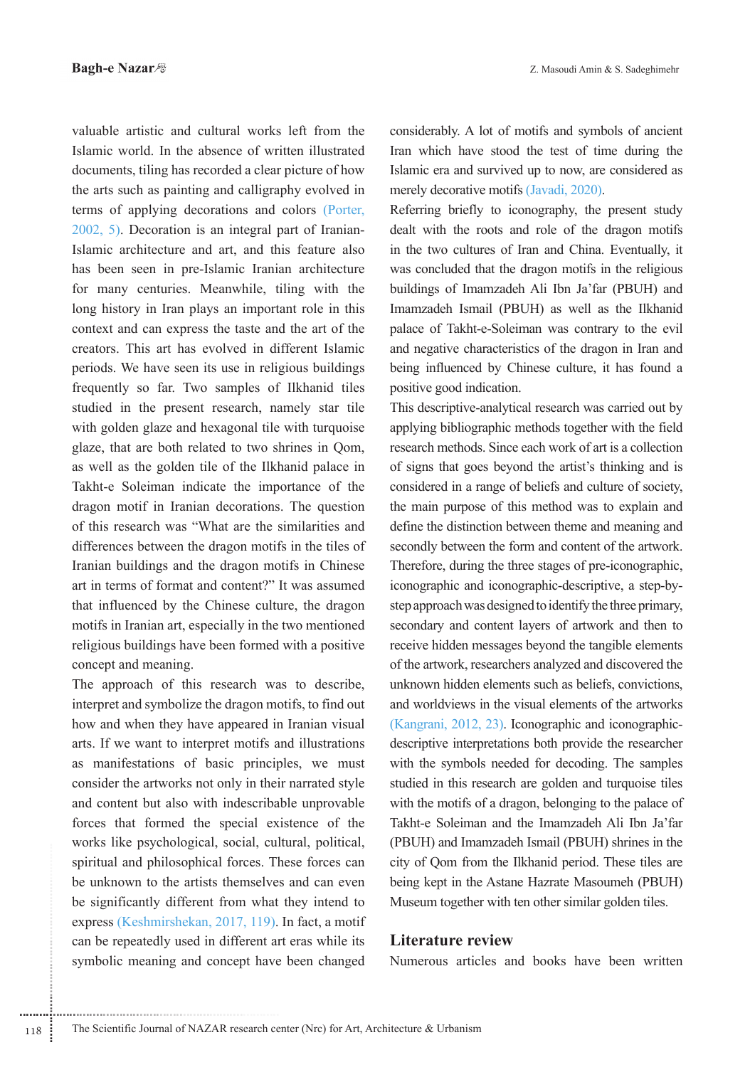valuable artistic and cultural works left from the Islamic world. In the absence of written illustrated documents, tiling has recorded a clear picture of how the arts such as painting and calligraphy evolved in terms of applying decorations and colors (Porter, 2002, 5). Decoration is an integral part of Iranian-Islamic architecture and art, and this feature also has been seen in pre-Islamic Iranian architecture for many centuries. Meanwhile, tiling with the long history in Iran plays an important role in this context and can express the taste and the art of the creators. This art has evolved in different Islamic periods. We have seen its use in religious buildings frequently so far. Two samples of Ilkhanid tiles studied in the present research, namely star tile with golden glaze and hexagonal tile with turquoise glaze, that are both related to two shrines in Qom, as well as the golden tile of the Ilkhanid palace in Takht-e Soleiman indicate the importance of the dragon motif in Iranian decorations. The question of this research was "What are the similarities and differences between the dragon motifs in the tiles of Iranian buildings and the dragon motifs in Chinese art in terms of format and content?" It was assumed that influenced by the Chinese culture, the dragon motifs in Iranian art, especially in the two mentioned religious buildings have been formed with a positive concept and meaning.

The approach of this research was to describe, interpret and symbolize the dragon motifs, to find out how and when they have appeared in Iranian visual arts. If we want to interpret motifs and illustrations as manifestations of basic principles, we must consider the artworks not only in their narrated style and content but also with indescribable unprovable forces that formed the special existence of the works like psychological, social, cultural, political, spiritual and philosophical forces. These forces can be unknown to the artists themselves and can even be significantly different from what they intend to express (Keshmirshekan, 2017, 119). In fact, a motif can be repeatedly used in different art eras while its symbolic meaning and concept have been changed considerably. A lot of motifs and symbols of ancient Iran which have stood the test of time during the Islamic era and survived up to now, are considered as merely decorative motifs (Javadi, 2020).

Referring briefly to iconography, the present study dealt with the roots and role of the dragon motifs in the two cultures of Iran and China. Eventually, it was concluded that the dragon motifs in the religious buildings of Imamzadeh Ali Ibn Ja'far (PBUH) and Imamzadeh Ismail (PBUH) as well as the Ilkhanid palace of Takht-e-Soleiman was contrary to the evil and negative characteristics of the dragon in Iran and being influenced by Chinese culture, it has found a positive good indication.

This descriptive-analytical research was carried out by applying bibliographic methods together with the field research methods. Since each work of art is a collection of signs that goes beyond the artist's thinking and is considered in a range of beliefs and culture of society, the main purpose of this method was to explain and define the distinction between theme and meaning and secondly between the form and content of the artwork. Therefore, during the three stages of pre-iconographic, iconographic and iconographic-descriptive, a step-by-step approach was designed to identify the three primary, secondary and content layers of artwork and then to receive hidden messages beyond the tangible elements of the artwork, researchers analyzed and discovered the unknown hidden elements such as beliefs, convictions, and worldviews in the visual elements of the artworks (Kangrani, 2012, 23). Iconographic and iconographic-descriptive interpretations both provide the researcher with the symbols needed for decoding. The samples studied in this research are golden and turquoise tiles with the motifs of a dragon, belonging to the palace of Takht-e Soleiman and the Imamzadeh Ali Ibn Ja'far (PBUH) and Imamzadeh Ismail (PBUH) shrines in the city of Qom from the Ilkhanid period. These tiles are being kept in the Astane Hazrate Masoumeh (PBUH) Museum together with ten other similar golden tiles.

## Literature review

Numerous articles and books have been written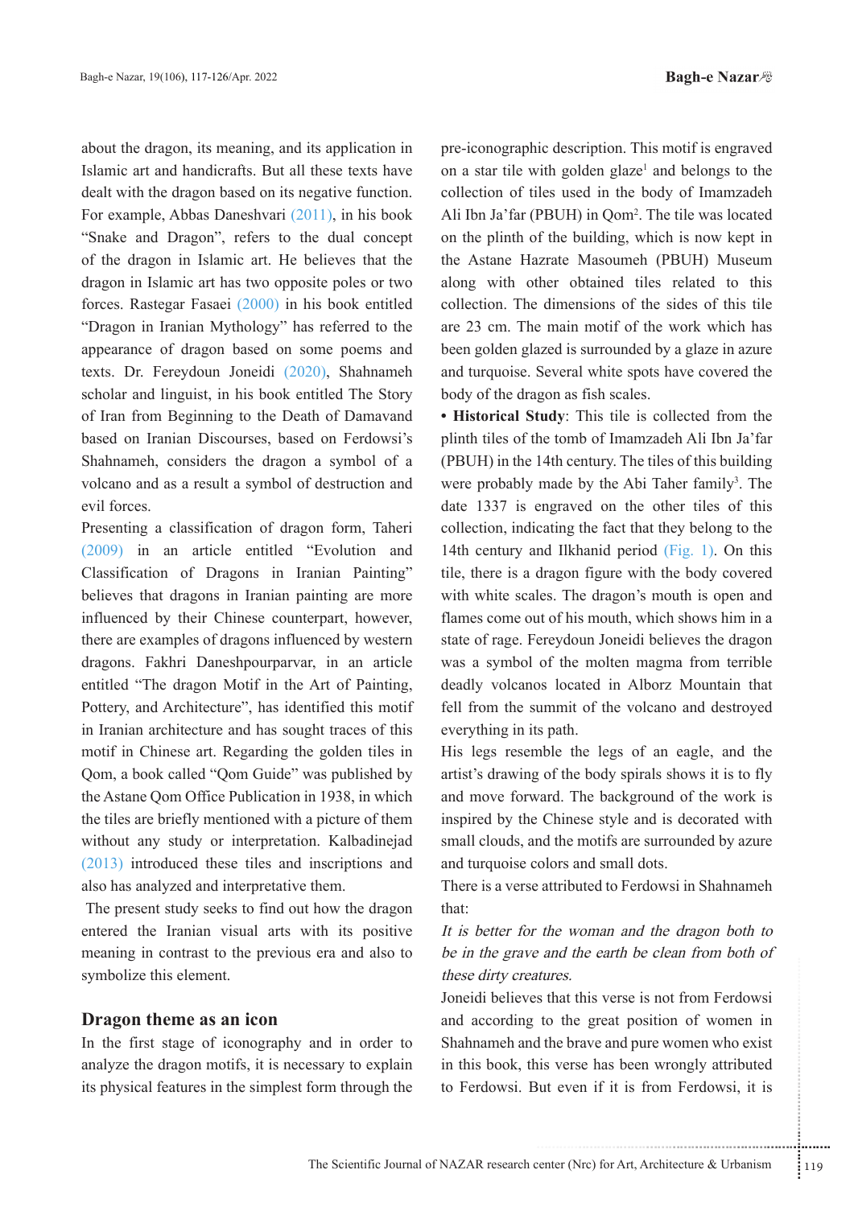about the dragon, its meaning, and its application in Islamic art and handicrafts. But all these texts have dealt with the dragon based on its negative function. For example, Abbas Daneshvari (2011), in his book "Snake and Dragon", refers to the dual concept of the dragon in Islamic art. He believes that the dragon in Islamic art has two opposite poles or two forces. Rastegar Fasaei (2000) in his book entitled "Dragon in Iranian Mythology" has referred to the appearance of dragon based on some poems and texts. Dr. Fereydoun Joneidi (2020), Shahnameh scholar and linguist, in his book entitled The Story of Iran from Beginning to the Death of Damavand based on Iranian Discourses, based on Ferdowsi's Shahnameh, considers the dragon a symbol of a volcano and as a result a symbol of destruction and evil forces.

Presenting a classification of dragon form, Taheri (2009) in an article entitled "Evolution and Classification of Dragons in Iranian Painting" believes that dragons in Iranian painting are more influenced by their Chinese counterpart, however, there are examples of dragons influenced by western dragons. Fakhri Daneshpourparvar, in an article entitled "The dragon Motif in the Art of Painting, Pottery, and Architecture", has identified this motif in Iranian architecture and has sought traces of this motif in Chinese art. Regarding the golden tiles in Qom, a book called "Qom Guide" was published by the Astane Qom Office Publication in 1938, in which the tiles are briefly mentioned with a picture of them without any study or interpretation. Kalbadinejad (2013) introduced these tiles and inscriptions and also has analyzed and interpretative them.

The present study seeks to find out how the dragon entered the Iranian visual arts with its positive meaning in contrast to the previous era and also to symbolize this element.

## Dragon theme as an icon

In the first stage of iconography and in order to analyze the dragon motifs, it is necessary to explain its physical features in the simplest form through the pre-iconographic description. This motif is engraved on a star tile with golden glaze[1] and belongs to the collection of tiles used in the body of Imamzadeh Ali Ibn Ja'far (PBUH) in Qom[2]. The tile was located on the plinth of the building, which is now kept in the Astane Hazrate Masoumeh (PBUH) Museum along with other obtained tiles related to this collection. The dimensions of the sides of this tile are 23 cm. The main motif of the work which has been golden glazed is surrounded by a glaze in azure and turquoise. Several white spots have covered the body of the dragon as fish scales.

- **Historical Study**: This tile is collected from the plinth tiles of the tomb of Imamzadeh Ali Ibn Ja'far (PBUH) in the 14th century. The tiles of this building were probably made by the Abi Taher family[3]. The date 1337 is engraved on the other tiles of this collection, indicating the fact that they belong to the 14th century and Ilkhanid period (Fig. 1). On this tile, there is a dragon figure with the body covered with white scales. The dragon's mouth is open and flames come out of his mouth, which shows him in a state of rage. Fereydoun Joneidi believes the dragon was a symbol of the molten magma from terrible deadly volcanos located in Alborz Mountain that fell from the summit of the volcano and destroyed everything in its path.

His legs resemble the legs of an eagle, and the artist's drawing of the body spirals shows it is to fly and move forward. The background of the work is inspired by the Chinese style and is decorated with small clouds, and the motifs are surrounded by azure and turquoise colors and small dots.

There is a verse attributed to Ferdowsi in Shahnameh that:

*It is better for the woman and the dragon both to be in the grave and the earth be clean from both of these dirty creatures.*

Joneidi believes that this verse is not from Ferdowsi and according to the great position of women in Shahnameh and the brave and pure women who exist in this book, this verse has been wrongly attributed to Ferdowsi. But even if it is from Ferdowsi, it is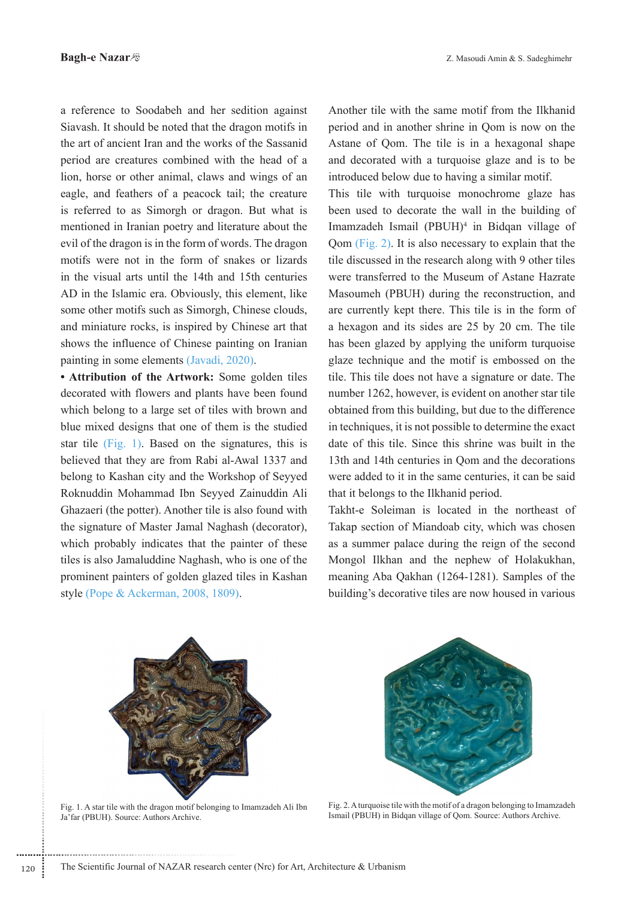a reference to Soodabeh and her sedition against Siavash. It should be noted that the dragon motifs in the art of ancient Iran and the works of the Sassanid period are creatures combined with the head of a lion, horse or other animal, claws and wings of an eagle, and feathers of a peacock tail; the creature is referred to as Simorgh or dragon. But what is mentioned in Iranian poetry and literature about the evil of the dragon is in the form of words. The dragon motifs were not in the form of snakes or lizards in the visual arts until the 14th and 15th centuries AD in the Islamic era. Obviously, this element, like some other motifs such as Simorgh, Chinese clouds, and miniature rocks, is inspired by Chinese art that shows the influence of Chinese painting on Iranian painting in some elements (Javadi, 2020).

• **Attribution of the Artwork:** Some golden tiles decorated with flowers and plants have been found which belong to a large set of tiles with brown and blue mixed designs that one of them is the studied star tile (Fig. 1). Based on the signatures, this is believed that they are from Rabi al-Awal 1337 and belong to Kashan city and the Workshop of Seyyed Roknuddin Mohammad Ibn Seyyed Zainuddin Ali Ghazaeri (the potter). Another tile is also found with the signature of Master Jamal Naghash (decorator), which probably indicates that the painter of these tiles is also Jamaluddine Naghash, who is one of the prominent painters of golden glazed tiles in Kashan style (Pope & Ackerman, 2008, 1809).

Another tile with the same motif from the Ilkhanid period and in another shrine in Qom is now on the Astane of Qom. The tile is in a hexagonal shape and decorated with a turquoise glaze and is to be introduced below due to having a similar motif.

This tile with turquoise monochrome glaze has been used to decorate the wall in the building of Imamzadeh Ismail (PBUH)[4] in Bidqan village of Qom (Fig. 2). It is also necessary to explain that the tile discussed in the research along with 9 other tiles were transferred to the Museum of Astane Hazrate Masoumeh (PBUH) during the reconstruction, and are currently kept there. This tile is in the form of a hexagon and its sides are 25 by 20 cm. The tile has been glazed by applying the uniform turquoise glaze technique and the motif is embossed on the tile. This tile does not have a signature or date. The number 1262, however, is evident on another star tile obtained from this building, but due to the difference in techniques, it is not possible to determine the exact date of this tile. Since this shrine was built in the 13th and 14th centuries in Qom and the decorations were added to it in the same centuries, it can be said that it belongs to the Ilkhanid period.

Takht-e Soleiman is located in the northeast of Takap section of Miandoab city, which was chosen as a summer palace during the reign of the second Mongol Ilkhan and the nephew of Holakukhan, meaning Aba Qakhan (1264-1281). Samples of the building's decorative tiles are now housed in various

Fig. 1. A star tile with the dragon motif belonging to Imamzadeh Ali Ibn Ja'far (PBUH). Source: Authors Archive.

Fig. 2. A turquoise tile with the motif of a dragon belonging to Imamzadeh Ismail (PBUH) in Bidqan village of Qom. Source: Authors Archive.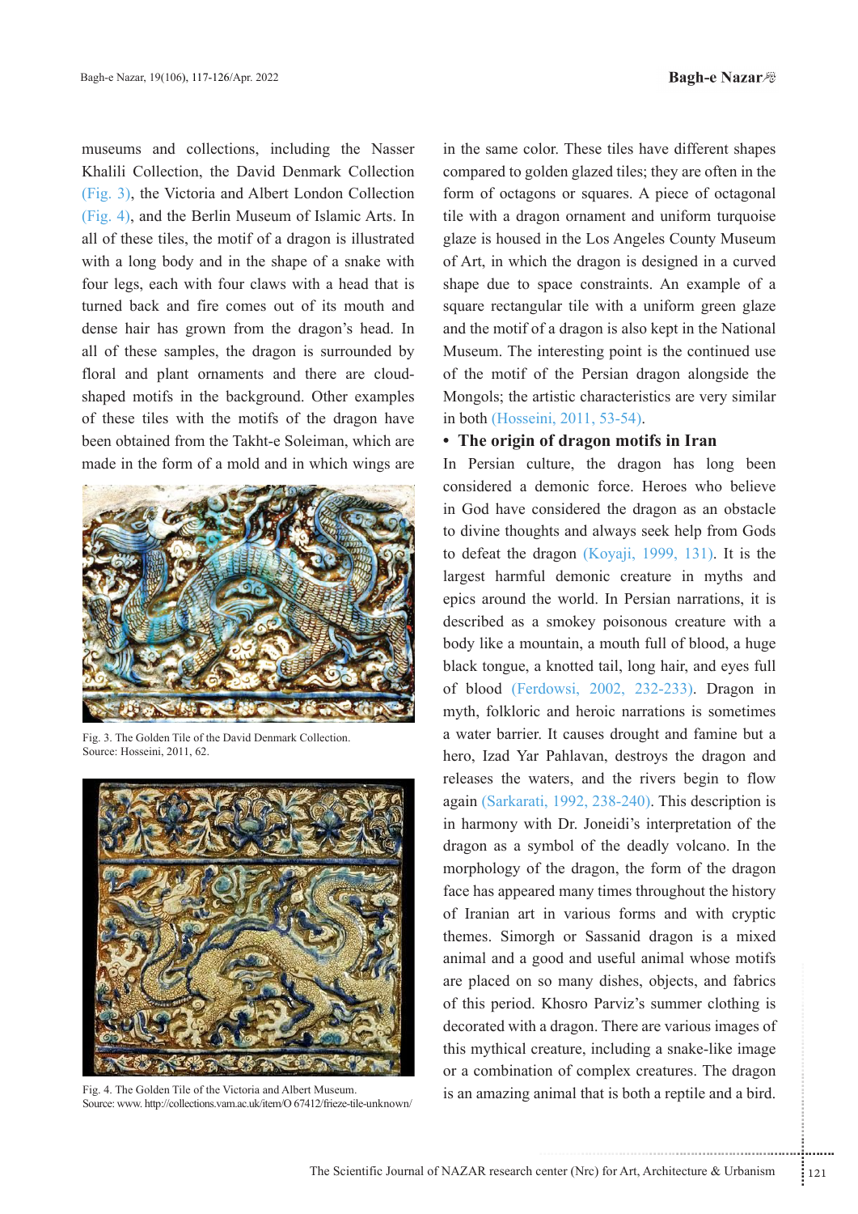museums and collections, including the Nasser Khalili Collection, the David Denmark Collection (Fig. 3), the Victoria and Albert London Collection (Fig. 4), and the Berlin Museum of Islamic Arts. In all of these tiles, the motif of a dragon is illustrated with a long body and in the shape of a snake with four legs, each with four claws with a head that is turned back and fire comes out of its mouth and dense hair has grown from the dragon's head. In all of these samples, the dragon is surrounded by floral and plant ornaments and there are cloud-shaped motifs in the background. Other examples of these tiles with the motifs of the dragon have been obtained from the Takht-e Soleiman, which are made in the form of a mold and in which wings are

Fig. 3. The Golden Tile of the David Denmark Collection. Source: Hosseini, 2011, 62.

Fig. 4. The Golden Tile of the Victoria and Albert Museum. Source: www. http://collections.vam.ac.uk/item/O 67412/frieze-tile-unknown/

in the same color. These tiles have different shapes compared to golden glazed tiles; they are often in the form of octagons or squares. A piece of octagonal tile with a dragon ornament and uniform turquoise glaze is housed in the Los Angeles County Museum of Art, in which the dragon is designed in a curved shape due to space constraints. An example of a square rectangular tile with a uniform green glaze and the motif of a dragon is also kept in the National Museum. The interesting point is the continued use of the motif of the Persian dragon alongside the Mongols; the artistic characteristics are very similar in both (Hosseini, 2011, 53-54).

- **The origin of dragon motifs in Iran**

In Persian culture, the dragon has long been considered a demonic force. Heroes who believe in God have considered the dragon as an obstacle to divine thoughts and always seek help from Gods to defeat the dragon (Koyaji, 1999, 131). It is the largest harmful demonic creature in myths and epics around the world. In Persian narrations, it is described as a smokey poisonous creature with a body like a mountain, a mouth full of blood, a huge black tongue, a knotted tail, long hair, and eyes full of blood (Ferdowsi, 2002, 232-233). Dragon in myth, folkloric and heroic narrations is sometimes a water barrier. It causes drought and famine but a hero, Izad Yar Pahlavan, destroys the dragon and releases the waters, and the rivers begin to flow again (Sarkarati, 1992, 238-240). This description is in harmony with Dr. Joneidi's interpretation of the dragon as a symbol of the deadly volcano. In the morphology of the dragon, the form of the dragon face has appeared many times throughout the history of Iranian art in various forms and with cryptic themes. Simorgh or Sassanid dragon is a mixed animal and a good and useful animal whose motifs are placed on so many dishes, objects, and fabrics of this period. Khosro Parviz's summer clothing is decorated with a dragon. There are various images of this mythical creature, including a snake-like image or a combination of complex creatures. The dragon is an amazing animal that is both a reptile and a bird.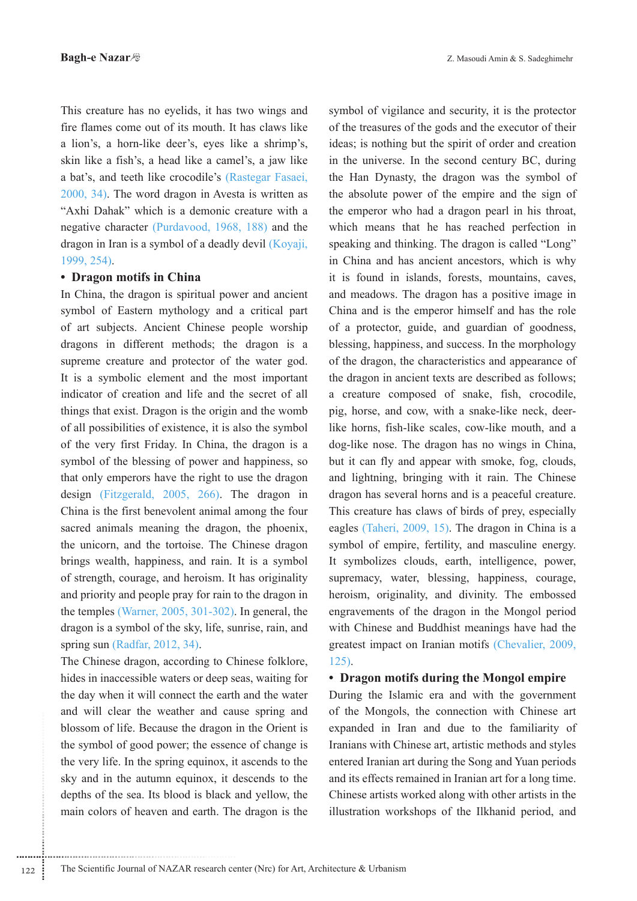This creature has no eyelids, it has two wings and fire flames come out of its mouth. It has claws like a lion's, a horn-like deer's, eyes like a shrimp's, skin like a fish's, a head like a camel's, a jaw like a bat's, and teeth like crocodile's (Rastegar Fasaei, 2000, 34). The word dragon in Avesta is written as "Axhi Dahak" which is a demonic creature with a negative character (Purdavood, 1968, 188) and the dragon in Iran is a symbol of a deadly devil (Koyaji, 1999, 254).

- **Dragon motifs in China**

In China, the dragon is spiritual power and ancient symbol of Eastern mythology and a critical part of art subjects. Ancient Chinese people worship dragons in different methods; the dragon is a supreme creature and protector of the water god. It is a symbolic element and the most important indicator of creation and life and the secret of all things that exist. Dragon is the origin and the womb of all possibilities of existence, it is also the symbol of the very first Friday. In China, the dragon is a symbol of the blessing of power and happiness, so that only emperors have the right to use the dragon design (Fitzgerald, 2005, 266). The dragon in China is the first benevolent animal among the four sacred animals meaning the dragon, the phoenix, the unicorn, and the tortoise. The Chinese dragon brings wealth, happiness, and rain. It is a symbol of strength, courage, and heroism. It has originality and priority and people pray for rain to the dragon in the temples (Warner, 2005, 301-302). In general, the dragon is a symbol of the sky, life, sunrise, rain, and spring sun (Radfar, 2012, 34).

The Chinese dragon, according to Chinese folklore, hides in inaccessible waters or deep seas, waiting for the day when it will connect the earth and the water and will clear the weather and cause spring and blossom of life. Because the dragon in the Orient is the symbol of good power; the essence of change is the very life. In the spring equinox, it ascends to the sky and in the autumn equinox, it descends to the depths of the sea. Its blood is black and yellow, the main colors of heaven and earth. The dragon is the symbol of vigilance and security, it is the protector of the treasures of the gods and the executor of their ideas; is nothing but the spirit of order and creation in the universe. In the second century BC, during the Han Dynasty, the dragon was the symbol of the absolute power of the empire and the sign of the emperor who had a dragon pearl in his throat, which means that he has reached perfection in speaking and thinking. The dragon is called "Long" in China and has ancient ancestors, which is why it is found in islands, forests, mountains, caves, and meadows. The dragon has a positive image in China and is the emperor himself and has the role of a protector, guide, and guardian of goodness, blessing, happiness, and success. In the morphology of the dragon, the characteristics and appearance of the dragon in ancient texts are described as follows; a creature composed of snake, fish, crocodile, pig, horse, and cow, with a snake-like neck, deer-like horns, fish-like scales, cow-like mouth, and a dog-like nose. The dragon has no wings in China, but it can fly and appear with smoke, fog, clouds, and lightning, bringing with it rain. The Chinese dragon has several horns and is a peaceful creature. This creature has claws of birds of prey, especially eagles (Taheri, 2009, 15). The dragon in China is a symbol of empire, fertility, and masculine energy. It symbolizes clouds, earth, intelligence, power, supremacy, water, blessing, happiness, courage, heroism, originality, and divinity. The embossed engravements of the dragon in the Mongol period with Chinese and Buddhist meanings have had the greatest impact on Iranian motifs (Chevalier, 2009, 125).

- **Dragon motifs during the Mongol empire**

During the Islamic era and with the government of the Mongols, the connection with Chinese art expanded in Iran and due to the familiarity of Iranians with Chinese art, artistic methods and styles entered Iranian art during the Song and Yuan periods and its effects remained in Iranian art for a long time. Chinese artists worked along with other artists in the illustration workshops of the Ilkhanid period, and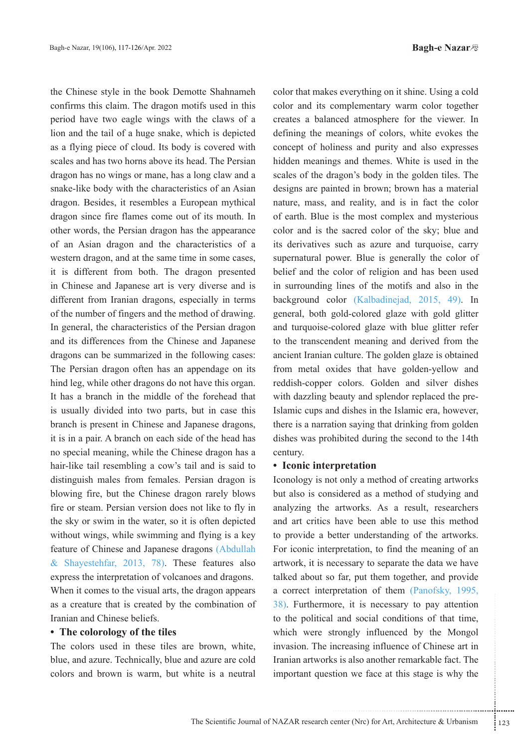the Chinese style in the book Demotte Shahnameh confirms this claim. The dragon motifs used in this period have two eagle wings with the claws of a lion and the tail of a huge snake, which is depicted as a flying piece of cloud. Its body is covered with scales and has two horns above its head. The Persian dragon has no wings or mane, has a long claw and a snake-like body with the characteristics of an Asian dragon. Besides, it resembles a European mythical dragon since fire flames come out of its mouth. In other words, the Persian dragon has the appearance of an Asian dragon and the characteristics of a western dragon, and at the same time in some cases, it is different from both. The dragon presented in Chinese and Japanese art is very diverse and is different from Iranian dragons, especially in terms of the number of fingers and the method of drawing. In general, the characteristics of the Persian dragon and its differences from the Chinese and Japanese dragons can be summarized in the following cases: The Persian dragon often has an appendage on its hind leg, while other dragons do not have this organ. It has a branch in the middle of the forehead that is usually divided into two parts, but in case this branch is present in Chinese and Japanese dragons, it is in a pair. A branch on each side of the head has no special meaning, while the Chinese dragon has a hair-like tail resembling a cow's tail and is said to distinguish males from females. Persian dragon is blowing fire, but the Chinese dragon rarely blows fire or steam. Persian version does not like to fly in the sky or swim in the water, so it is often depicted without wings, while swimming and flying is a key feature of Chinese and Japanese dragons (Abdullah & Shayestehfar, 2013, 78). These features also express the interpretation of volcanoes and dragons. When it comes to the visual arts, the dragon appears as a creature that is created by the combination of Iranian and Chinese beliefs.

- **The colorology of the tiles**

The colors used in these tiles are brown, white, blue, and azure. Technically, blue and azure are cold colors and brown is warm, but white is a neutral color that makes everything on it shine. Using a cold color and its complementary warm color together creates a balanced atmosphere for the viewer. In defining the meanings of colors, white evokes the concept of holiness and purity and also expresses hidden meanings and themes. White is used in the scales of the dragon's body in the golden tiles. The designs are painted in brown; brown has a material nature, mass, and reality, and is in fact the color of earth. Blue is the most complex and mysterious color and is the sacred color of the sky; blue and its derivatives such as azure and turquoise, carry supernatural power. Blue is generally the color of belief and the color of religion and has been used in surrounding lines of the motifs and also in the background color (Kalbadinejad, 2015, 49). In general, both gold-colored glaze with gold glitter and turquoise-colored glaze with blue glitter refer to the transcendent meaning and derived from the ancient Iranian culture. The golden glaze is obtained from metal oxides that have golden-yellow and reddish-copper colors. Golden and silver dishes with dazzling beauty and splendor replaced the pre-Islamic cups and dishes in the Islamic era, however, there is a narration saying that drinking from golden dishes was prohibited during the second to the 14th century.

- **Iconic interpretation**

Iconology is not only a method of creating artworks but also is considered as a method of studying and analyzing the artworks. As a result, researchers and art critics have been able to use this method to provide a better understanding of the artworks. For iconic interpretation, to find the meaning of an artwork, it is necessary to separate the data we have talked about so far, put them together, and provide a correct interpretation of them (Panofsky, 1995, 38). Furthermore, it is necessary to pay attention to the political and social conditions of that time, which were strongly influenced by the Mongol invasion. The increasing influence of Chinese art in Iranian artworks is also another remarkable fact. The important question we face at this stage is why the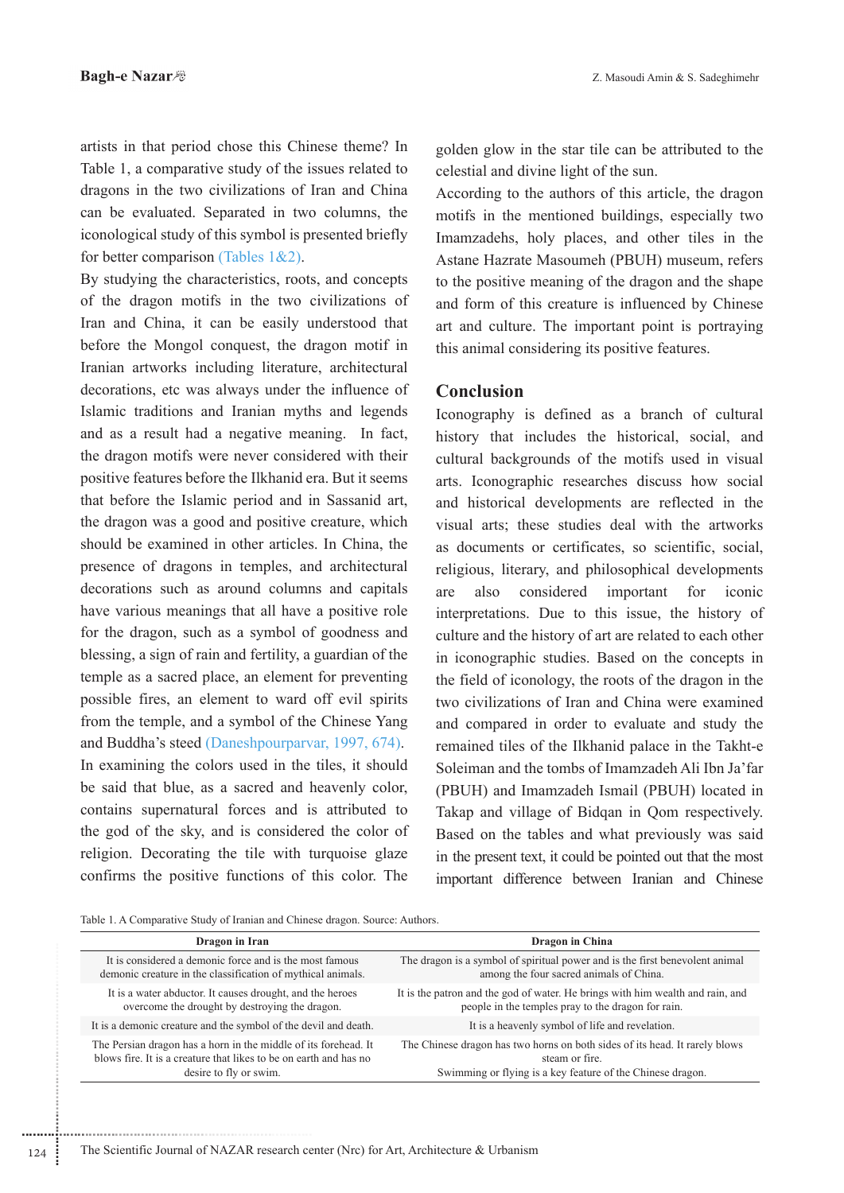artists in that period chose this Chinese theme? In Table 1, a comparative study of the issues related to dragons in the two civilizations of Iran and China can be evaluated. Separated in two columns, the iconological study of this symbol is presented briefly for better comparison (Tables 1&2).

By studying the characteristics, roots, and concepts of the dragon motifs in the two civilizations of Iran and China, it can be easily understood that before the Mongol conquest, the dragon motif in Iranian artworks including literature, architectural decorations, etc was always under the influence of Islamic traditions and Iranian myths and legends and as a result had a negative meaning. In fact, the dragon motifs were never considered with their positive features before the Ilkhanid era. But it seems that before the Islamic period and in Sassanid art, the dragon was a good and positive creature, which should be examined in other articles. In China, the presence of dragons in temples, and architectural decorations such as around columns and capitals have various meanings that all have a positive role for the dragon, such as a symbol of goodness and blessing, a sign of rain and fertility, a guardian of the temple as a sacred place, an element for preventing possible fires, an element to ward off evil spirits from the temple, and a symbol of the Chinese Yang and Buddha's steed (Daneshpourparvar, 1997, 674).

In examining the colors used in the tiles, it should be said that blue, as a sacred and heavenly color, contains supernatural forces and is attributed to the god of the sky, and is considered the color of religion. Decorating the tile with turquoise glaze confirms the positive functions of this color. The golden glow in the star tile can be attributed to the celestial and divine light of the sun.

According to the authors of this article, the dragon motifs in the mentioned buildings, especially two Imamzadehs, holy places, and other tiles in the Astane Hazrate Masoumeh (PBUH) museum, refers to the positive meaning of the dragon and the shape and form of this creature is influenced by Chinese art and culture. The important point is portraying this animal considering its positive features.

## Conclusion

Iconography is defined as a branch of cultural history that includes the historical, social, and cultural backgrounds of the motifs used in visual arts. Iconographic researches discuss how social and historical developments are reflected in the visual arts; these studies deal with the artworks as documents or certificates, so scientific, social, religious, literary, and philosophical developments are also considered important for iconic interpretations. Due to this issue, the history of culture and the history of art are related to each other in iconographic studies. Based on the concepts in the field of iconology, the roots of the dragon in the two civilizations of Iran and China were examined and compared in order to evaluate and study the remained tiles of the Ilkhanid palace in the Takht-e Soleiman and the tombs of Imamzadeh Ali Ibn Ja'far (PBUH) and Imamzadeh Ismail (PBUH) located in Takap and village of Bidqan in Qom respectively. Based on the tables and what previously was said in the present text, it could be pointed out that the most important difference between Iranian and Chinese

Table 1. A Comparative Study of Iranian and Chinese dragon. Source: Authors.

| Dragon in Iran | Dragon in China |
|---|---|
| It is considered a demonic force and is the most famous demonic creature in the classification of mythical animals. | The dragon is a symbol of spiritual power and is the first benevolent animal among the four sacred animals of China. |
| It is a water abductor. It causes drought, and the heroes overcome the drought by destroying the dragon. | It is the patron and the god of water. He brings with him wealth and rain, and people in the temples pray to the dragon for rain. |
| It is a demonic creature and the symbol of the devil and death. | It is a heavenly symbol of life and revelation. |
| The Persian dragon has a horn in the middle of its forehead. It blows fire. It is a creature that likes to be on earth and has no desire to fly or swim. | The Chinese dragon has two horns on both sides of its head. It rarely blows steam or fire. Swimming or flying is a key feature of the Chinese dragon. |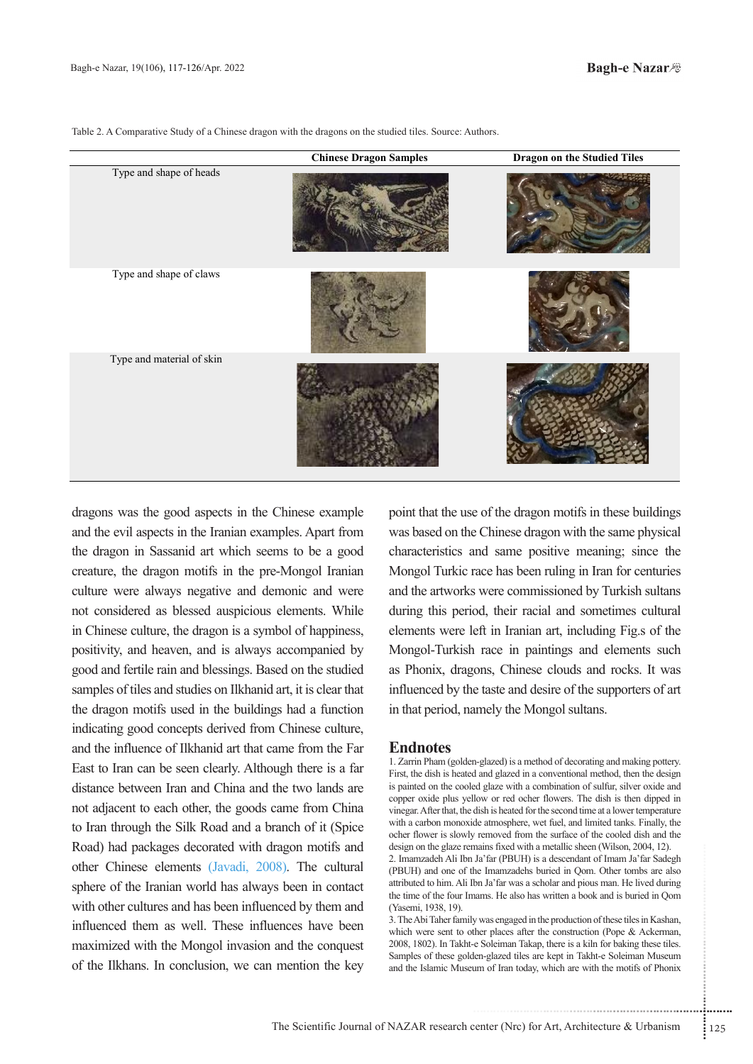Table 2. A Comparative Study of a Chinese dragon with the dragons on the studied tiles. Source: Authors.

| | Chinese Dragon Samples | Dragon on the Studied Tiles |
|---|---|---|
| Type and shape of heads | | |
| Type and shape of claws | | |
| Type and material of skin | | |

dragons was the good aspects in the Chinese example and the evil aspects in the Iranian examples. Apart from the dragon in Sassanid art which seems to be a good creature, the dragon motifs in the pre-Mongol Iranian culture were always negative and demonic and were not considered as blessed auspicious elements. While in Chinese culture, the dragon is a symbol of happiness, positivity, and heaven, and is always accompanied by good and fertile rain and blessings. Based on the studied samples of tiles and studies on Ilkhanid art, it is clear that the dragon motifs used in the buildings had a function indicating good concepts derived from Chinese culture, and the influence of Ilkhanid art that came from the Far East to Iran can be seen clearly. Although there is a far distance between Iran and China and the two lands are not adjacent to each other, the goods came from China to Iran through the Silk Road and a branch of it (Spice Road) had packages decorated with dragon motifs and other Chinese elements (Javadi, 2008). The cultural sphere of the Iranian world has always been in contact with other cultures and has been influenced by them and influenced them as well. These influences have been maximized with the Mongol invasion and the conquest of the Ilkhans. In conclusion, we can mention the key point that the use of the dragon motifs in these buildings was based on the Chinese dragon with the same physical characteristics and same positive meaning; since the Mongol Turkic race has been ruling in Iran for centuries and the artworks were commissioned by Turkish sultans during this period, their racial and sometimes cultural elements were left in Iranian art, including Fig.s of the Mongol-Turkish race in paintings and elements such as Phonix, dragons, Chinese clouds and rocks. It was influenced by the taste and desire of the supporters of art in that period, namely the Mongol sultans.

## Endnotes

1. Zarrin Pham (golden-glazed) is a method of decorating and making pottery. First, the dish is heated and glazed in a conventional method, then the design is painted on the cooled glaze with a combination of sulfur, silver oxide and copper oxide plus yellow or red ocher flowers. The dish is then dipped in vinegar. After that, the dish is heated for the second time at a lower temperature with a carbon monoxide atmosphere, wet fuel, and limited tanks. Finally, the ocher flower is slowly removed from the surface of the cooled dish and the design on the glaze remains fixed with a metallic sheen (Wilson, 2004, 12).
2. Imamzadeh Ali Ibn Ja'far (PBUH) is a descendant of Imam Ja'far Sadegh (PBUH) and one of the Imamzadehs buried in Qom. Other tombs are also attributed to him. Ali Ibn Ja'far was a scholar and pious man. He lived during the time of the four Imams. He also has written a book and is buried in Qom (Yasemi, 1938, 19).
3. The Abi Taher family was engaged in the production of these tiles in Kashan, which were sent to other places after the construction (Pope & Ackerman, 2008, 1802). In Takht-e Soleiman Takap, there is a kiln for baking these tiles. Samples of these golden-glazed tiles are kept in Takht-e Soleiman Museum and the Islamic Museum of Iran today, which are with the motifs of Phonix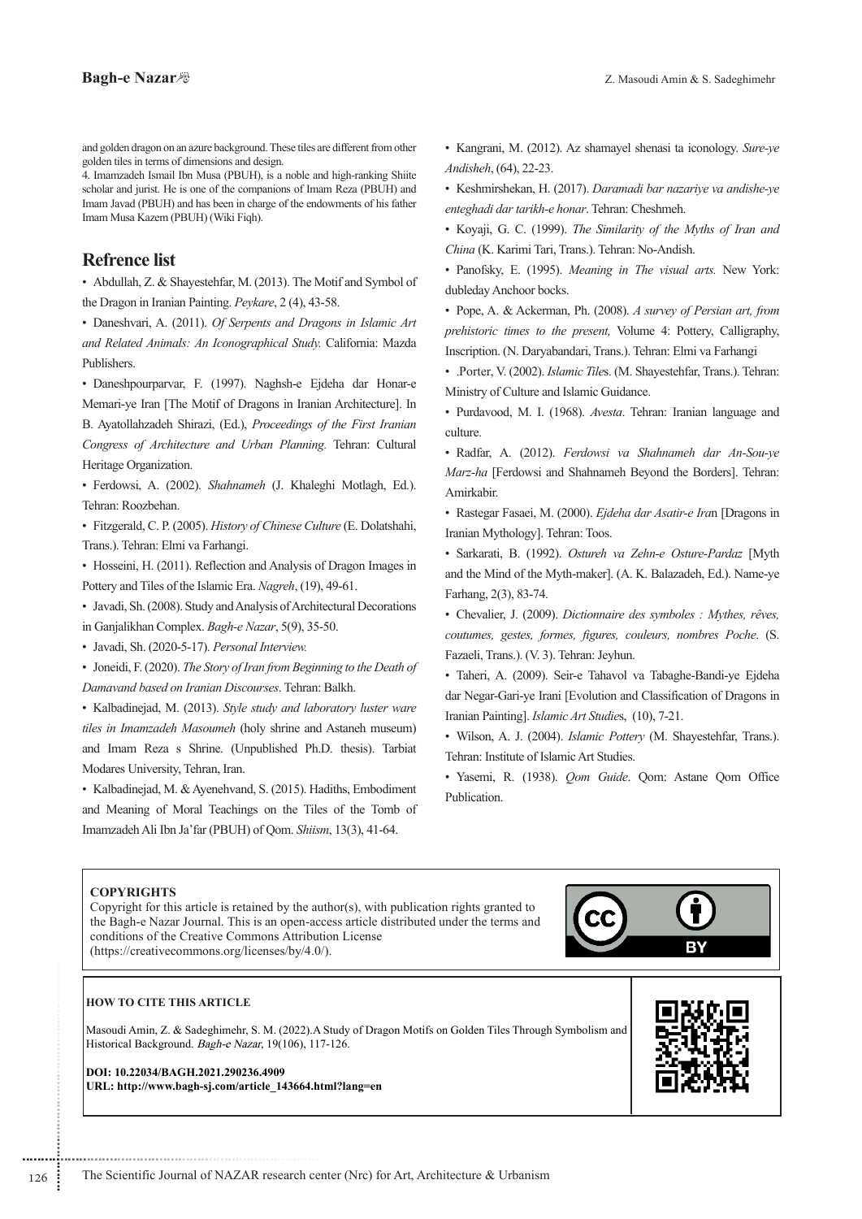and golden dragon on an azure background. These tiles are different from other golden tiles in terms of dimensions and design.

4. Imamzadeh Ismail Ibn Musa (PBUH), is a noble and high-ranking Shiite scholar and jurist. He is one of the companions of Imam Reza (PBUH) and Imam Javad (PBUH) and has been in charge of the endowments of his father Imam Musa Kazem (PBUH) (Wiki Fiqh).

## Refrence list

- Abdullah, Z. & Shayestehfar, M. (2013). The Motif and Symbol of the Dragon in Iranian Painting. *Peykare*, 2 (4), 43-58.
- Daneshvari, A. (2011). *Of Serpents and Dragons in Islamic Art and Related Animals: An Iconographical Study.* California: Mazda Publishers.
- Daneshpourparvar, F. (1997). Naghsh-e Ejdeha dar Honar-e Memari-ye Iran [The Motif of Dragons in Iranian Architecture]. In B. Ayatollahzadeh Shirazi, (Ed.), *Proceedings of the First Iranian Congress of Architecture and Urban Planning.* Tehran: Cultural Heritage Organization.
- Ferdowsi, A. (2002). *Shahnameh* (J. Khaleghi Motlagh, Ed.). Tehran: Roozbehan.
- Fitzgerald, C. P. (2005). *History of Chinese Culture* (E. Dolatshahi, Trans.). Tehran: Elmi va Farhangi.
- Hosseini, H. (2011). Reflection and Analysis of Dragon Images in Pottery and Tiles of the Islamic Era. *Nagreh*, (19), 49-61.
- Javadi, Sh. (2008). Study and Analysis of Architectural Decorations in Ganjalikhan Complex. *Bagh-e Nazar*, 5(9), 35-50.
- Javadi, Sh. (2020-5-17). *Personal Interview.*
- Joneidi, F. (2020). *The Story of Iran from Beginning to the Death of Damavand based on Iranian Discourses*. Tehran: Balkh.
- Kalbadinejad, M. (2013). *Style study and laboratory luster ware tiles in Imamzadeh Masoumeh* (holy shrine and Astaneh museum) and Imam Reza s Shrine. (Unpublished Ph.D. thesis). Tarbiat Modares University, Tehran, Iran.
- Kalbadinejad, M. & Ayenehvand, S. (2015). Hadiths, Embodiment and Meaning of Moral Teachings on the Tiles of the Tomb of Imamzadeh Ali Ibn Ja'far (PBUH) of Qom. *Shiism*, 13(3), 41-64.
- Kangrani, M. (2012). Az shamayel shenasi ta iconology. *Sure-ye Andisheh*, (64), 22-23.
- Keshmirshekan, H. (2017). *Daramadi bar nazariye va andishe-ye enteghadi dar tarikh-e honar*. Tehran: Cheshmeh.
- Koyaji, G. C. (1999). *The Similarity of the Myths of Iran and China* (K. Karimi Tari, Trans.). Tehran: No-Andish.
- Panofsky, E. (1995). *Meaning in The visual arts.* New York: dubleday Anchoor bocks.
- Pope, A. & Ackerman, Ph. (2008). *A survey of Persian art, from prehistoric times to the present,* Volume 4: Pottery, Calligraphy, Inscription. (N. Daryabandari, Trans.). Tehran: Elmi va Farhangi
- .Porter, V. (2002). *Islamic Tile*s. (M. Shayestehfar, Trans.). Tehran: Ministry of Culture and Islamic Guidance.
- Purdavood, M. I. (1968). *Avesta*. Tehran: Iranian language and culture.
- Radfar, A. (2012). *Ferdowsi va Shahnameh dar An-Sou-ye Marz-ha* [Ferdowsi and Shahnameh Beyond the Borders]. Tehran: Amirkabir.
- Rastegar Fasaei, M. (2000). *Ejdeha dar Asatir-e Ira*n [Dragons in Iranian Mythology]. Tehran: Toos.
- Sarkarati, B. (1992). *Ostureh va Zehn-e Osture-Pardaz* [Myth and the Mind of the Myth-maker]. (A. K. Balazadeh, Ed.). Name-ye Farhang, 2(3), 83-74.
- Chevalier, J. (2009). *Dictionnaire des symboles : Mythes, rêves, coutumes, gestes, formes, figures, couleurs, nombres Poche*. (S. Fazaeli, Trans.). (V. 3). Tehran: Jeyhun.
- Taheri, A. (2009). Seir-e Tahavol va Tabaghe-Bandi-ye Ejdeha dar Negar-Gari-ye Irani [Evolution and Classification of Dragons in Iranian Painting]. *Islamic Art Studie*s, (10), 7-21.
- Wilson, A. J. (2004). *Islamic Pottery* (M. Shayestehfar, Trans.). Tehran: Institute of Islamic Art Studies.
- Yasemi, R. (1938). *Qom Guide*. Qom: Astane Qom Office Publication.

**COPYRIGHTS**

Copyright for this article is retained by the author(s), with publication rights granted to the Bagh-e Nazar Journal. This is an open-access article distributed under the terms and conditions of the Creative Commons Attribution License (https://creativecommons.org/licenses/by/4.0/).

**HOW TO CITE THIS ARTICLE**

Masoudi Amin, Z. & Sadeghimehr, S. M. (2022).A Study of Dragon Motifs on Golden Tiles Through Symbolism and Historical Background. *Bagh-e Nazar*, 19(106), 117-126.

**DOI: 10.22034/BAGH.2021.290236.4909**
**URL: http://www.bagh-sj.com/article_143664.html?lang=en**